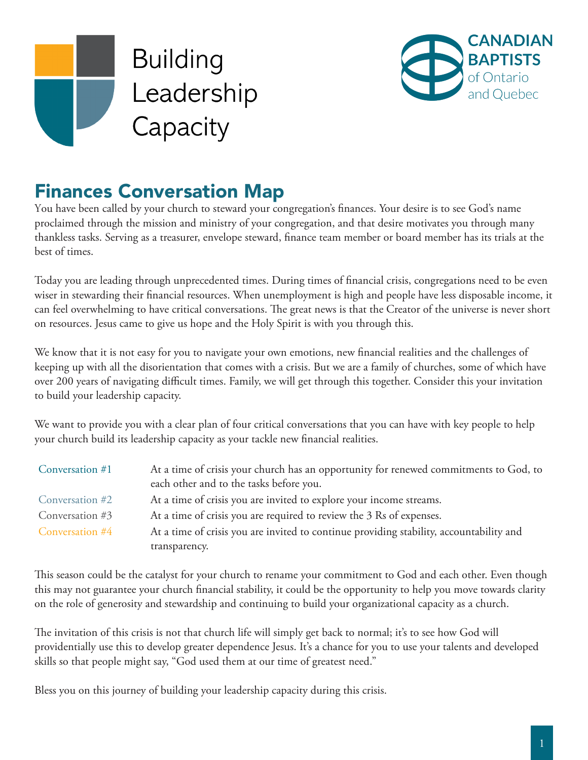# Building Leadership Capacity

CANADIAN BAPTISTS of Ontario and Quebec

## Finances Conversation Map

You have been called by your church to steward your congregation's finances. Your desire is to see God's name proclaimed through the mission and ministry of your congregation, and that desire motivates you through many thankless tasks. Serving as a treasurer, envelope steward, finance team member or board member has its trials at the best of times.

Today you are leading through unprecedented times. During times of financial crisis, congregations need to be even wiser in stewarding their financial resources. When unemployment is high and people have less disposable income, it can feel overwhelming to have critical conversations. The great news is that the Creator of the universe is never short on resources. Jesus came to give us hope and the Holy Spirit is with you through this.

We know that it is not easy for you to navigate your own emotions, new financial realities and the challenges of keeping up with all the disorientation that comes with a crisis. But we are a family of churches, some of which have over 200 years of navigating difficult times. Family, we will get through this together. Consider this your invitation to build your leadership capacity.

We want to provide you with a clear plan of four critical conversations that you can have with key people to help your church build its leadership capacity as your tackle new financial realities.

| | |
|---|---|
| Conversation #1 | At a time of crisis your church has an opportunity for renewed commitments to God, to each other and to the tasks before you. |
| Conversation #2 | At a time of crisis you are invited to explore your income streams. |
| Conversation #3 | At a time of crisis you are required to review the 3 Rs of expenses. |
| Conversation #4 | At a time of crisis you are invited to continue providing stability, accountability and transparency. |

This season could be the catalyst for your church to rename your commitment to God and each other. Even though this may not guarantee your church financial stability, it could be the opportunity to help you move towards clarity on the role of generosity and stewardship and continuing to build your organizational capacity as a church.

The invitation of this crisis is not that church life will simply get back to normal; it's to see how God will providentially use this to develop greater dependence Jesus. It's a chance for you to use your talents and developed skills so that people might say, "God used them at our time of greatest need."

Bless you on this journey of building your leadership capacity during this crisis.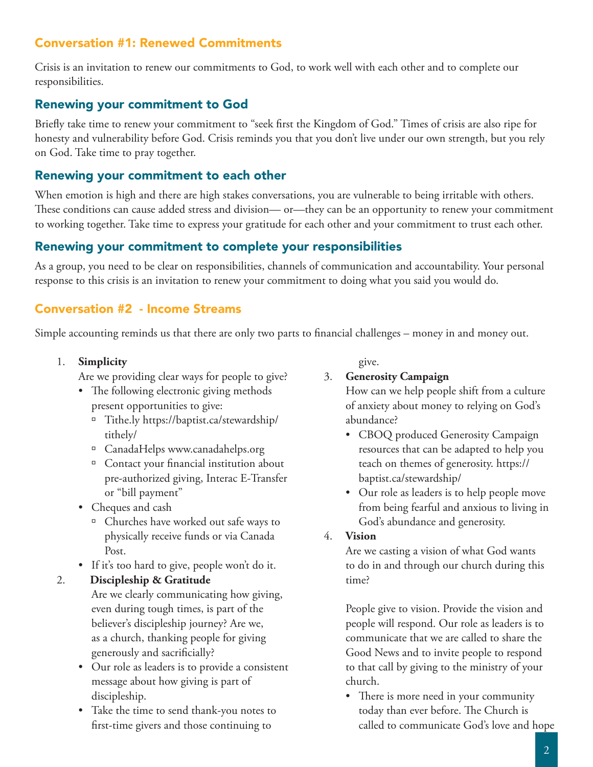## Conversation #1: Renewed Commitments

Crisis is an invitation to renew our commitments to God, to work well with each other and to complete our responsibilities.

### Renewing your commitment to God

Briefly take time to renew your commitment to "seek first the Kingdom of God." Times of crisis are also ripe for honesty and vulnerability before God. Crisis reminds you that you don't live under our own strength, but you rely on God. Take time to pray together.

### Renewing your commitment to each other

When emotion is high and there are high stakes conversations, you are vulnerable to being irritable with others. These conditions can cause added stress and division— or—they can be an opportunity to renew your commitment to working together. Take time to express your gratitude for each other and your commitment to trust each other.

### Renewing your commitment to complete your responsibilities

As a group, you need to be clear on responsibilities, channels of communication and accountability. Your personal response to this crisis is an invitation to renew your commitment to doing what you said you would do.

## Conversation #2 - Income Streams

Simple accounting reminds us that there are only two parts to financial challenges – money in and money out.

1. **Simplicity**
   Are we providing clear ways for people to give?
   - The following electronic giving methods present opportunities to give:
     - Tithe.ly https://baptist.ca/stewardship/tithely/
     - CanadaHelps www.canadahelps.org
     - Contact your financial institution about pre-authorized giving, Interac E-Transfer or "bill payment"
   - Cheques and cash
     - Churches have worked out safe ways to physically receive funds or via Canada Post.
   - If it's too hard to give, people won't do it.
2. **Discipleship & Gratitude**
   Are we clearly communicating how giving, even during tough times, is part of the believer's discipleship journey? Are we, as a church, thanking people for giving generously and sacrificially?
   - Our role as leaders is to provide a consistent message about how giving is part of discipleship.
   - Take the time to send thank-you notes to first-time givers and those continuing to give.
3. **Generosity Campaign**
   How can we help people shift from a culture of anxiety about money to relying on God's abundance?
   - CBOQ produced Generosity Campaign resources that can be adapted to help you teach on themes of generosity. https://baptist.ca/stewardship/
   - Our role as leaders is to help people move from being fearful and anxious to living in God's abundance and generosity.
4. **Vision**
   Are we casting a vision of what God wants to do in and through our church during this time?

   People give to vision. Provide the vision and people will respond. Our role as leaders is to communicate that we are called to share the Good News and to invite people to respond to that call by giving to the ministry of your church.
   - There is more need in your community today than ever before. The Church is called to communicate God's love and hope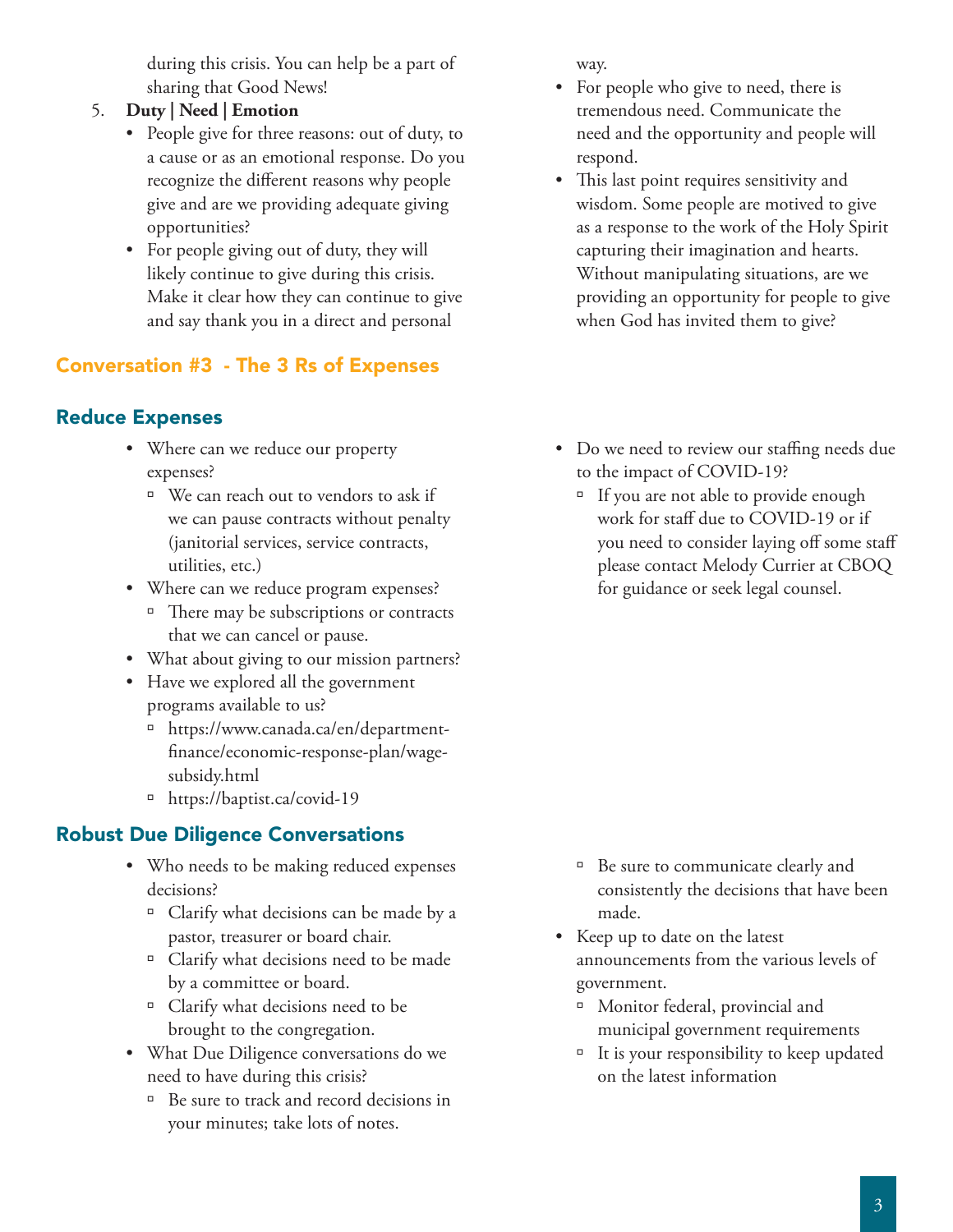during this crisis. You can help be a part of sharing that Good News!

5. **Duty | Need | Emotion**
   - People give for three reasons: out of duty, to a cause or as an emotional response. Do you recognize the different reasons why people give and are we providing adequate giving opportunities?
   - For people giving out of duty, they will likely continue to give during this crisis. Make it clear how they can continue to give and say thank you in a direct and personal way.
   - For people who give to need, there is tremendous need. Communicate the need and the opportunity and people will respond.
   - This last point requires sensitivity and wisdom. Some people are motived to give as a response to the work of the Holy Spirit capturing their imagination and hearts. Without manipulating situations, are we providing an opportunity for people to give when God has invited them to give?

## Conversation #3 - The 3 Rs of Expenses

### Reduce Expenses

- Where can we reduce our property expenses?
  - We can reach out to vendors to ask if we can pause contracts without penalty (janitorial services, service contracts, utilities, etc.)
- Where can we reduce program expenses?
  - There may be subscriptions or contracts that we can cancel or pause.
- What about giving to our mission partners?
- Have we explored all the government programs available to us?
  - https://www.canada.ca/en/department-finance/economic-response-plan/wage-subsidy.html
  - https://baptist.ca/covid-19
- Do we need to review our staffing needs due to the impact of COVID-19?
  - If you are not able to provide enough work for staff due to COVID-19 or if you need to consider laying off some staff please contact Melody Currier at CBOQ for guidance or seek legal counsel.

### Robust Due Diligence Conversations

- Who needs to be making reduced expenses decisions?
  - Clarify what decisions can be made by a pastor, treasurer or board chair.
  - Clarify what decisions need to be made by a committee or board.
  - Clarify what decisions need to be brought to the congregation.
- What Due Diligence conversations do we need to have during this crisis?
  - Be sure to track and record decisions in your minutes; take lots of notes.
  - Be sure to communicate clearly and consistently the decisions that have been made.
- Keep up to date on the latest announcements from the various levels of government.
  - Monitor federal, provincial and municipal government requirements
  - It is your responsibility to keep updated on the latest information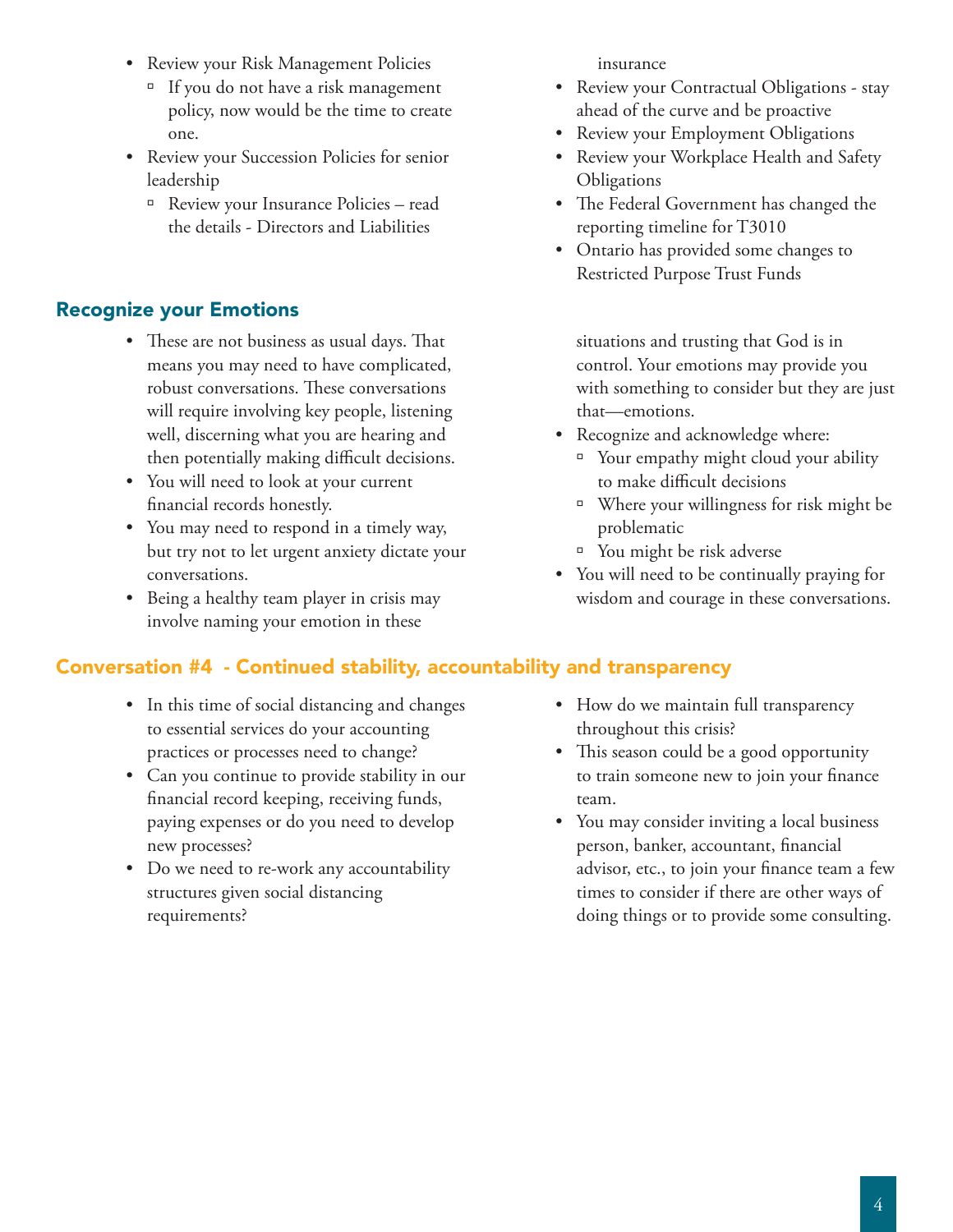- Review your Risk Management Policies
  - If you do not have a risk management policy, now would be the time to create one.
- Review your Succession Policies for senior leadership
  - Review your Insurance Policies – read the details - Directors and Liabilities insurance
- Review your Contractual Obligations - stay ahead of the curve and be proactive
- Review your Employment Obligations
- Review your Workplace Health and Safety Obligations
- The Federal Government has changed the reporting timeline for T3010
- Ontario has provided some changes to Restricted Purpose Trust Funds

## Recognize your Emotions

- These are not business as usual days. That means you may need to have complicated, robust conversations. These conversations will require involving key people, listening well, discerning what you are hearing and then potentially making difficult decisions.
- You will need to look at your current financial records honestly.
- You may need to respond in a timely way, but try not to let urgent anxiety dictate your conversations.
- Being a healthy team player in crisis may involve naming your emotion in these situations and trusting that God is in control. Your emotions may provide you with something to consider but they are just that—emotions.
- Recognize and acknowledge where:
  - Your empathy might cloud your ability to make difficult decisions
  - Where your willingness for risk might be problematic
  - You might be risk adverse
- You will need to be continually praying for wisdom and courage in these conversations.

## Conversation #4 - Continued stability, accountability and transparency

- In this time of social distancing and changes to essential services do your accounting practices or processes need to change?
- Can you continue to provide stability in our financial record keeping, receiving funds, paying expenses or do you need to develop new processes?
- Do we need to re-work any accountability structures given social distancing requirements?
- How do we maintain full transparency throughout this crisis?
- This season could be a good opportunity to train someone new to join your finance team.
- You may consider inviting a local business person, banker, accountant, financial advisor, etc., to join your finance team a few times to consider if there are other ways of doing things or to provide some consulting.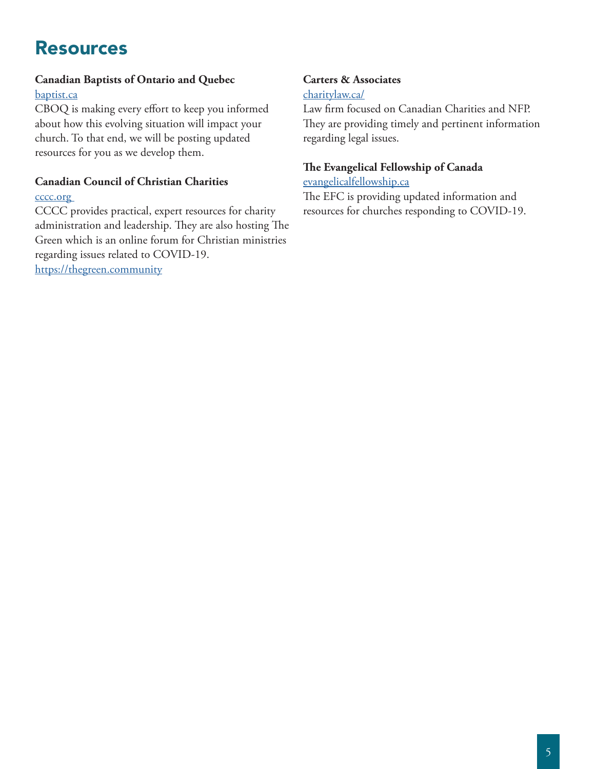# Resources

**Canadian Baptists of Ontario and Quebec**

baptist.ca

CBOQ is making every effort to keep you informed about how this evolving situation will impact your church. To that end, we will be posting updated resources for you as we develop them.

**Canadian Council of Christian Charities**

cccc.org

CCCC provides practical, expert resources for charity administration and leadership. They are also hosting The Green which is an online forum for Christian ministries regarding issues related to COVID-19.

https://thegreen.community

**Carters & Associates**

charitylaw.ca/

Law firm focused on Canadian Charities and NFP. They are providing timely and pertinent information regarding legal issues.

**The Evangelical Fellowship of Canada**

evangelicalfellowship.ca

The EFC is providing updated information and resources for churches responding to COVID-19.